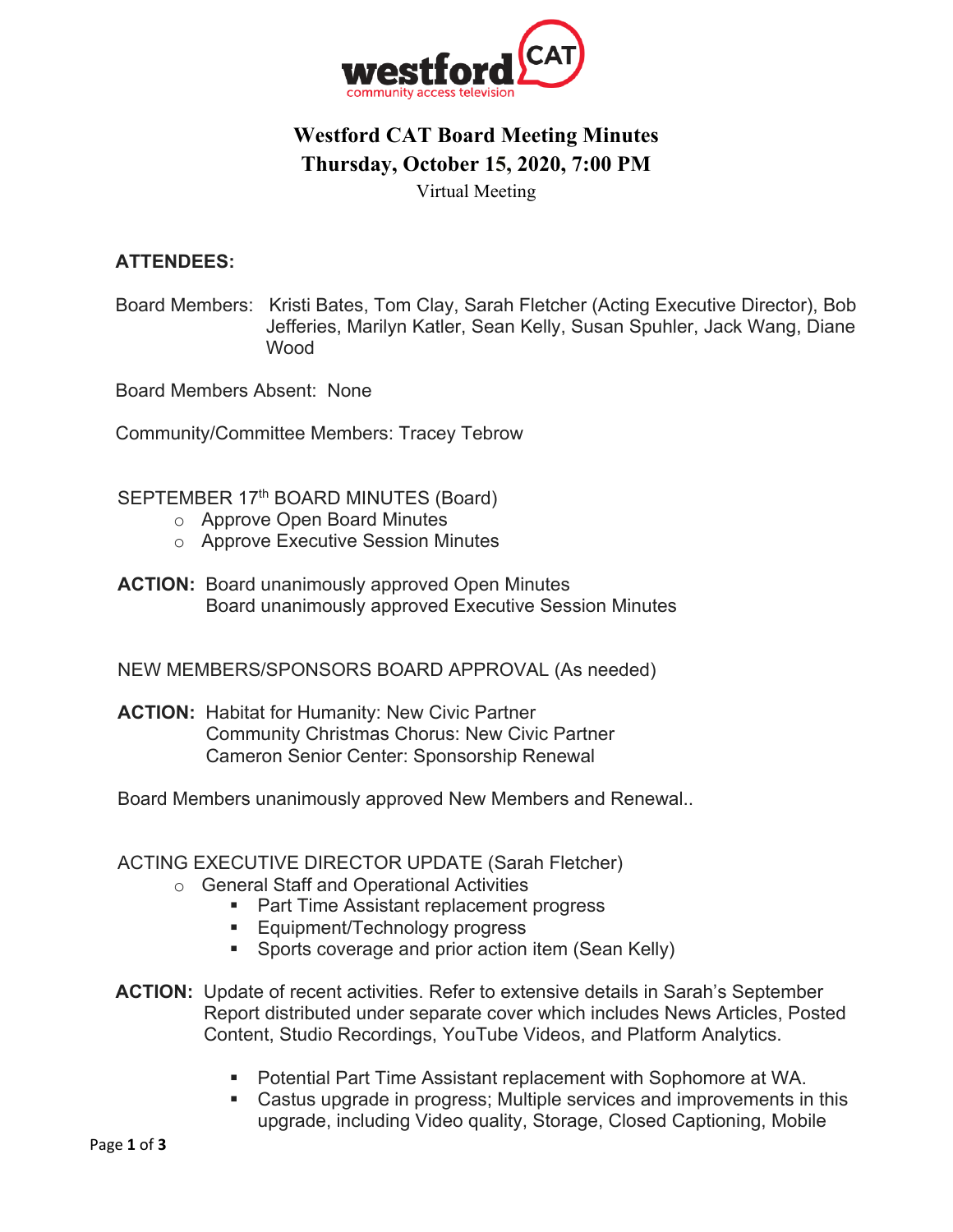westford CAT
community access television

# Westford CAT Board Meeting Minutes
## Thursday, October 15, 2020, 7:00 PM
Virtual Meeting

**ATTENDEES:**

Board Members: Kristi Bates, Tom Clay, Sarah Fletcher (Acting Executive Director), Bob Jefferies, Marilyn Katler, Sean Kelly, Susan Spuhler, Jack Wang, Diane Wood

Board Members Absent: None

Community/Committee Members: Tracey Tebrow

SEPTEMBER 17th BOARD MINUTES (Board)

- Approve Open Board Minutes
- Approve Executive Session Minutes

**ACTION:** Board unanimously approved Open Minutes
Board unanimously approved Executive Session Minutes

NEW MEMBERS/SPONSORS BOARD APPROVAL (As needed)

**ACTION:** Habitat for Humanity: New Civic Partner
Community Christmas Chorus: New Civic Partner
Cameron Senior Center: Sponsorship Renewal

Board Members unanimously approved New Members and Renewal..

ACTING EXECUTIVE DIRECTOR UPDATE (Sarah Fletcher)

- General Staff and Operational Activities
  - Part Time Assistant replacement progress
  - Equipment/Technology progress
  - Sports coverage and prior action item (Sean Kelly)

**ACTION:** Update of recent activities. Refer to extensive details in Sarah's September Report distributed under separate cover which includes News Articles, Posted Content, Studio Recordings, YouTube Videos, and Platform Analytics.

- Potential Part Time Assistant replacement with Sophomore at WA.
- Castus upgrade in progress; Multiple services and improvements in this upgrade, including Video quality, Storage, Closed Captioning, Mobile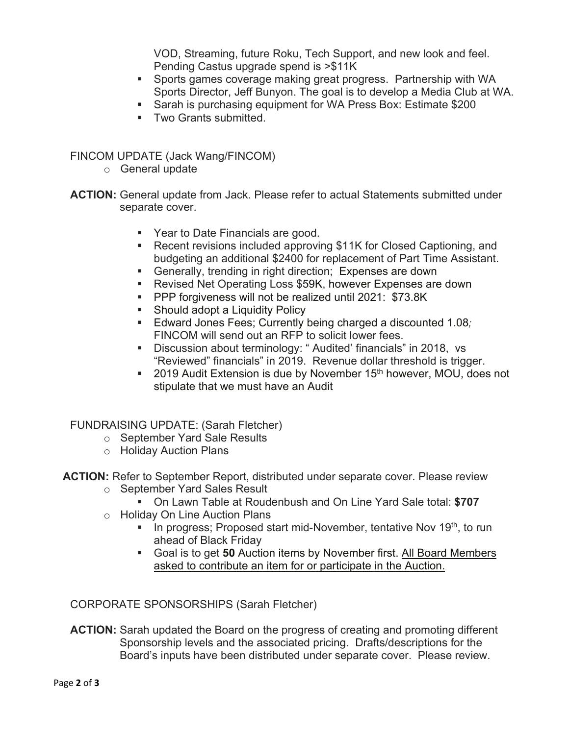VOD, Streaming, future Roku, Tech Support, and new look and feel. Pending Castus upgrade spend is >$11K

- Sports games coverage making great progress. Partnership with WA Sports Director, Jeff Bunyon. The goal is to develop a Media Club at WA.
- Sarah is purchasing equipment for WA Press Box: Estimate $200
- Two Grants submitted.

FINCOM UPDATE (Jack Wang/FINCOM)

- General update

**ACTION:** General update from Jack. Please refer to actual Statements submitted under separate cover.

- Year to Date Financials are good.
- Recent revisions included approving $11K for Closed Captioning, and budgeting an additional $2400 for replacement of Part Time Assistant.
- Generally, trending in right direction; Expenses are down
- Revised Net Operating Loss $59K, however Expenses are down
- PPP forgiveness will not be realized until 2021: $73.8K
- Should adopt a Liquidity Policy
- Edward Jones Fees; Currently being charged a discounted 1.08*;* FINCOM will send out an RFP to solicit lower fees.
- Discussion about terminology: " Audited' financials" in 2018, vs "Reviewed" financials" in 2019. Revenue dollar threshold is trigger.
- 2019 Audit Extension is due by November 15th however, MOU, does not stipulate that we must have an Audit

FUNDRAISING UPDATE: (Sarah Fletcher)

- September Yard Sale Results
- Holiday Auction Plans

**ACTION:** Refer to September Report, distributed under separate cover. Please review

- September Yard Sales Result
  - On Lawn Table at Roudenbush and On Line Yard Sale total: **$707**
- Holiday On Line Auction Plans
  - In progress; Proposed start mid-November, tentative Nov 19th, to run ahead of Black Friday
  - Goal is to get **50** Auction items by November first. <u>All Board Members asked to contribute an item for or participate in the Auction.</u>

CORPORATE SPONSORSHIPS (Sarah Fletcher)

**ACTION:** Sarah updated the Board on the progress of creating and promoting different Sponsorship levels and the associated pricing. Drafts/descriptions for the Board's inputs have been distributed under separate cover. Please review.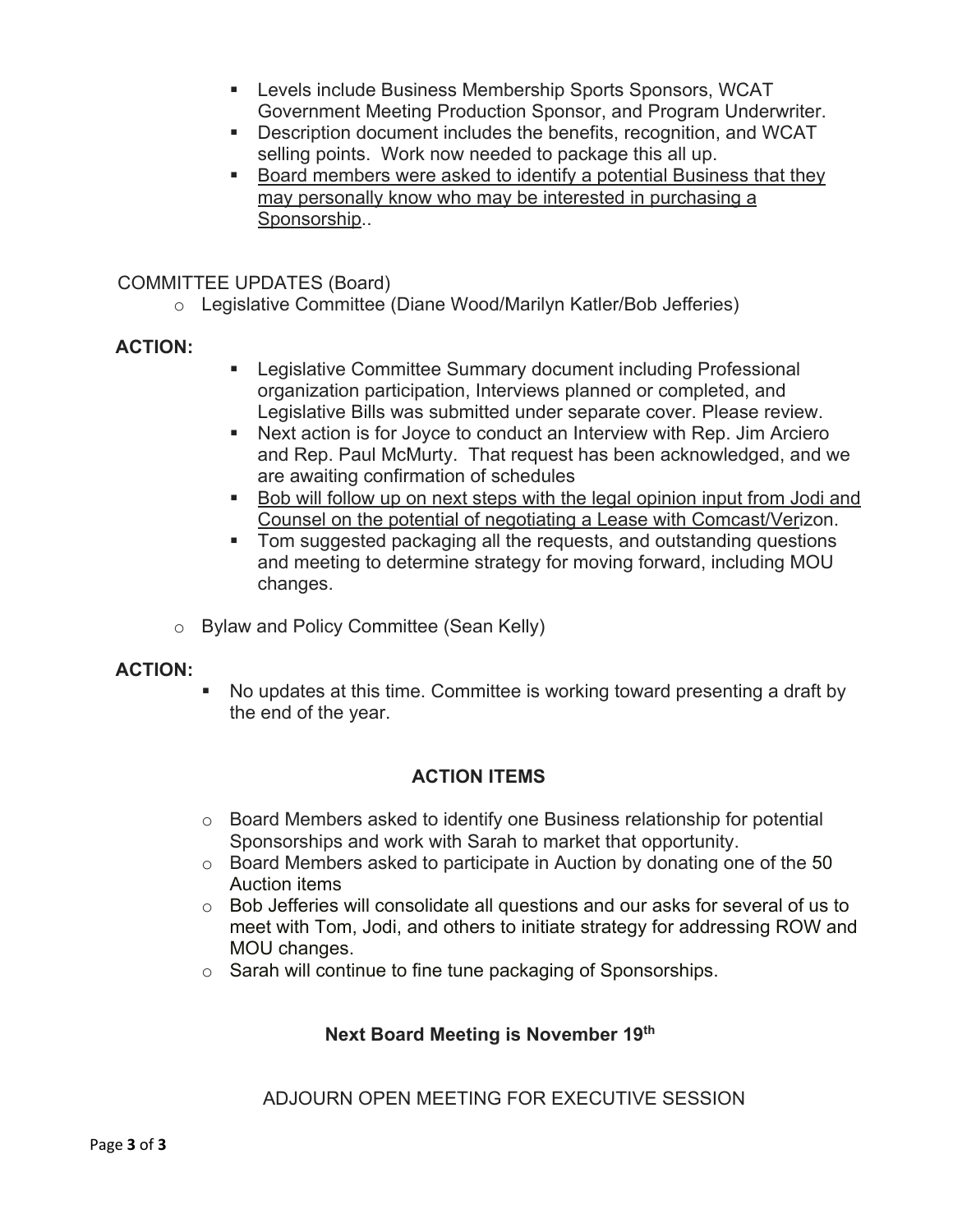- Levels include Business Membership Sports Sponsors, WCAT Government Meeting Production Sponsor, and Program Underwriter.
- Description document includes the benefits, recognition, and WCAT selling points. Work now needed to package this all up.
- Board members were asked to identify a potential Business that they may personally know who may be interested in purchasing a Sponsorship..

COMMITTEE UPDATES (Board)

- Legislative Committee (Diane Wood/Marilyn Katler/Bob Jefferies)

**ACTION:**

- Legislative Committee Summary document including Professional organization participation, Interviews planned or completed, and Legislative Bills was submitted under separate cover. Please review.
- Next action is for Joyce to conduct an Interview with Rep. Jim Arciero and Rep. Paul McMurty. That request has been acknowledged, and we are awaiting confirmation of schedules
- Bob will follow up on next steps with the legal opinion input from Jodi and Counsel on the potential of negotiating a Lease with Comcast/Verizon.
- Tom suggested packaging all the requests, and outstanding questions and meeting to determine strategy for moving forward, including MOU changes.

- Bylaw and Policy Committee (Sean Kelly)

**ACTION:**

- No updates at this time. Committee is working toward presenting a draft by the end of the year.

## ACTION ITEMS

- Board Members asked to identify one Business relationship for potential Sponsorships and work with Sarah to market that opportunity.
- Board Members asked to participate in Auction by donating one of the 50 Auction items
- Bob Jefferies will consolidate all questions and our asks for several of us to meet with Tom, Jodi, and others to initiate strategy for addressing ROW and MOU changes.
- Sarah will continue to fine tune packaging of Sponsorships.

**Next Board Meeting is November 19th**

ADJOURN OPEN MEETING FOR EXECUTIVE SESSION